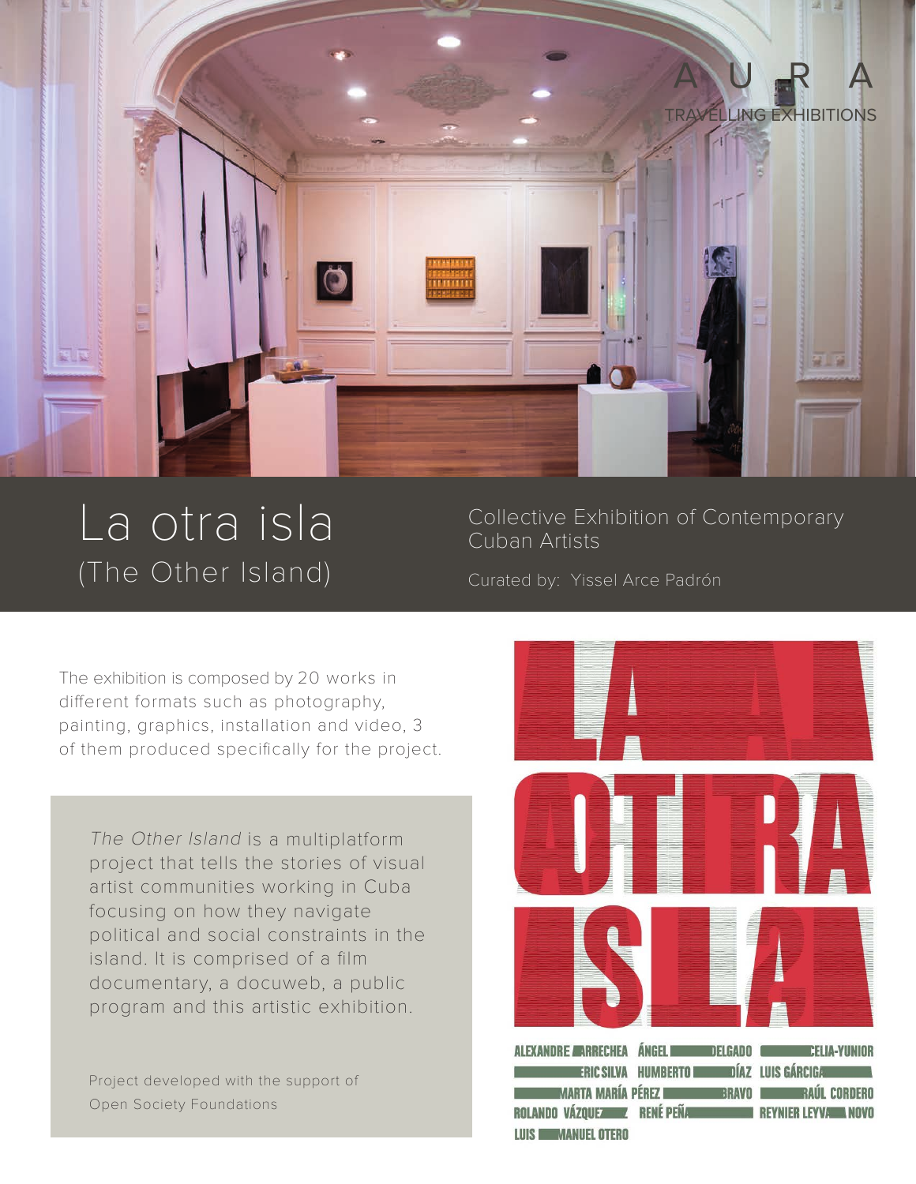AURA

TRAVELLING EXHIBITIONS

# La otra isla
## (The Other Island)

Collective Exhibition of Contemporary Cuban Artists

Curated by: Yissel Arce Padrón

The exhibition is composed by 20 works in different formats such as photography, painting, graphics, installation and video, 3 of them produced specifically for the project.

*The Other Island* is a multiplatform project that tells the stories of visual artist communities working in Cuba focusing on how they navigate political and social constraints in the island. It is comprised of a film documentary, a docuweb, a public program and this artistic exhibition.

Project developed with the support of Open Society Foundations

LA OTRA ISLA

ALEXANDRE ARRECHEA ÁNGEL DELGADO CELIA-YUNIOR ERIC SILVA HUMBERTO DÍAZ LUIS GÁRCIGA MARTA MARÍA PÉREZ BRAVO RAÚL CORDERO ROLANDO VÁZQUEZ RENÉ PEÑA REYNIER LEYVA NOVO LUIS MANUEL OTERO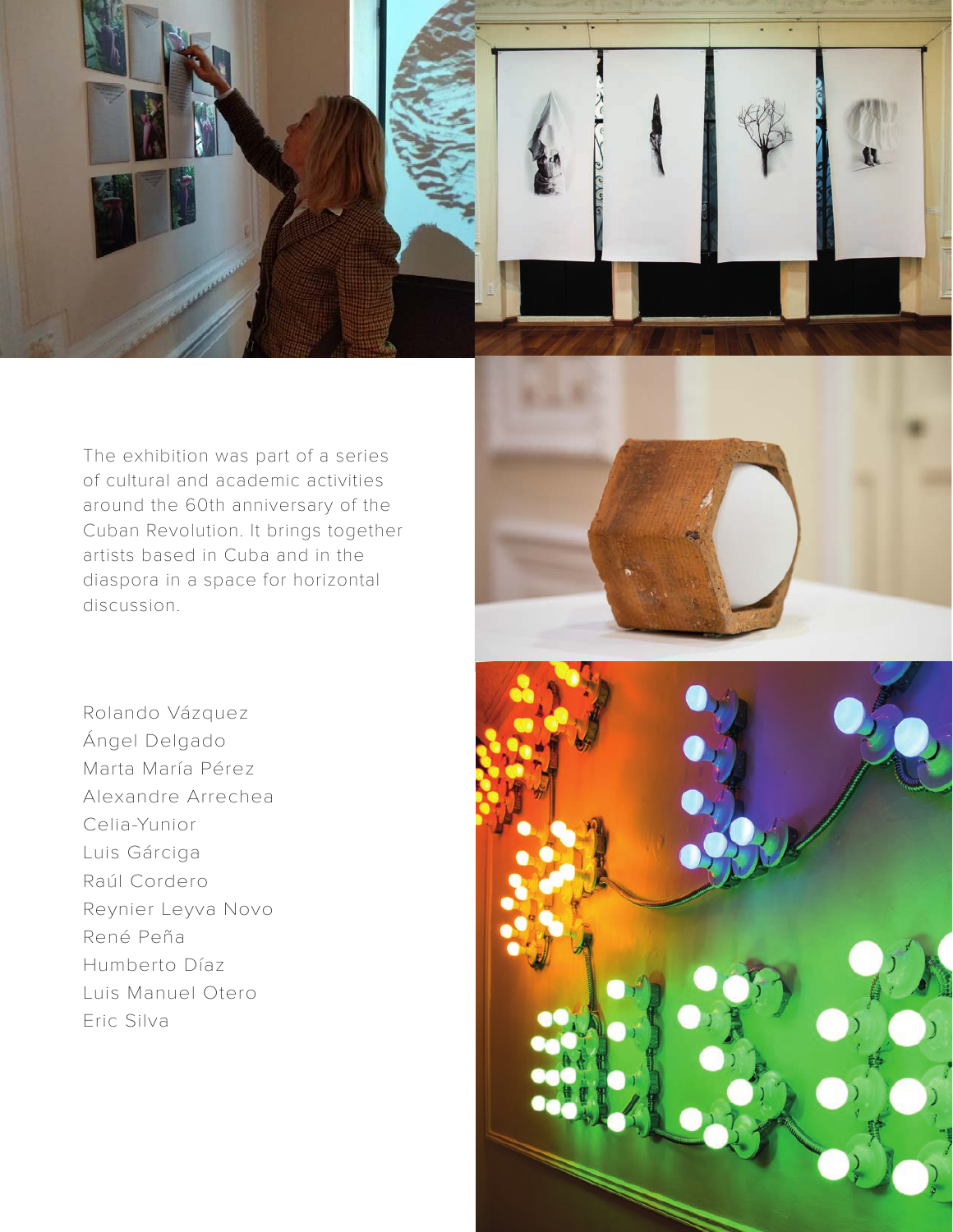The exhibition was part of a series of cultural and academic activities around the 60th anniversary of the Cuban Revolution. It brings together artists based in Cuba and in the diaspora in a space for horizontal discussion.

Rolando Vázquez
Ángel Delgado
Marta María Pérez
Alexandre Arrechea
Celia-Yunior
Luis Gárciga
Raúl Cordero
Reynier Leyva Novo
René Peña
Humberto Díaz
Luis Manuel Otero
Eric Silva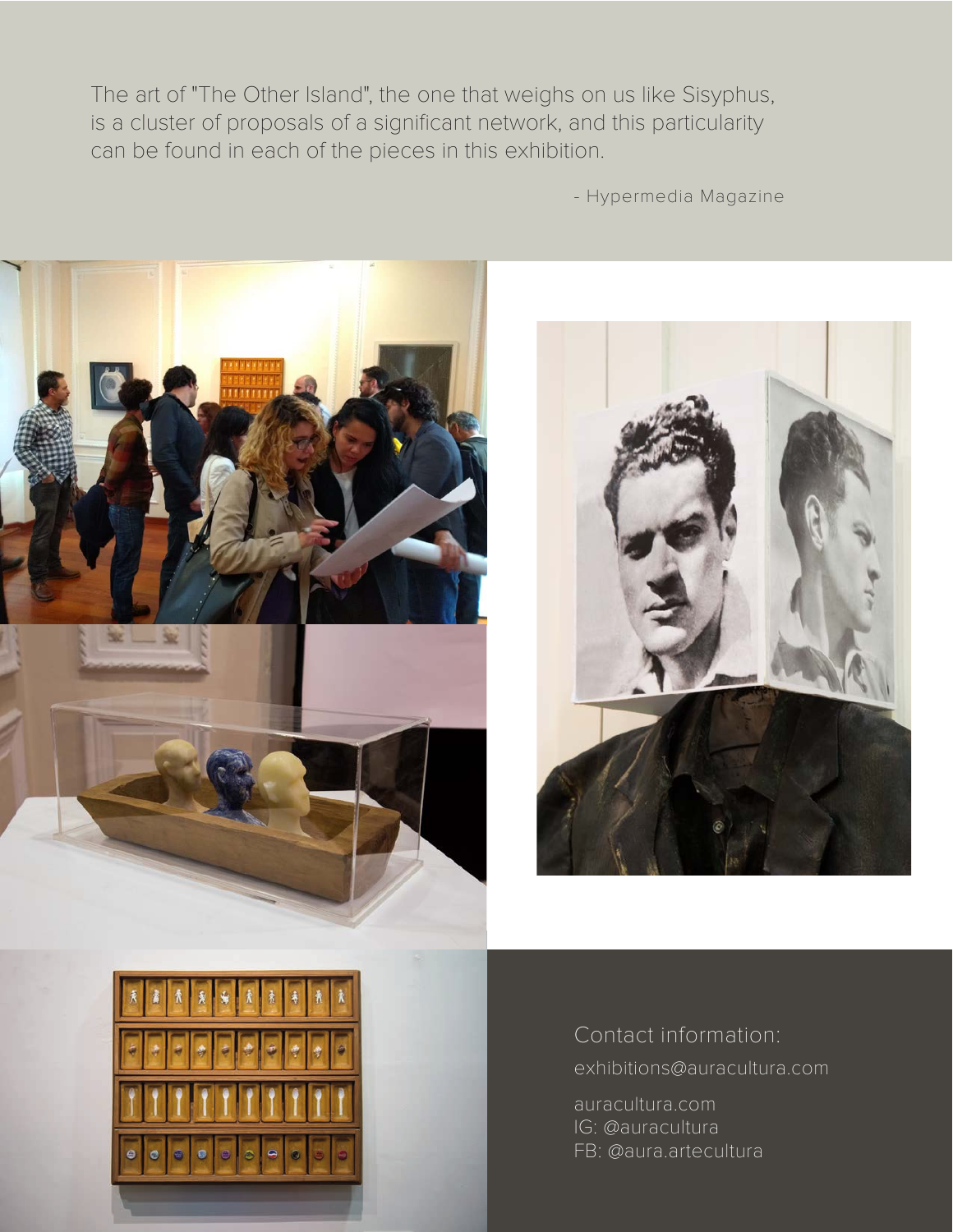The art of "The Other Island", the one that weighs on us like Sisyphus, is a cluster of proposals of a significant network, and this particularity can be found in each of the pieces in this exhibition.

- Hypermedia Magazine

Contact information:

exhibitions@auracultura.com

auracultura.com
IG: @auracultura
FB: @aura.artecultura